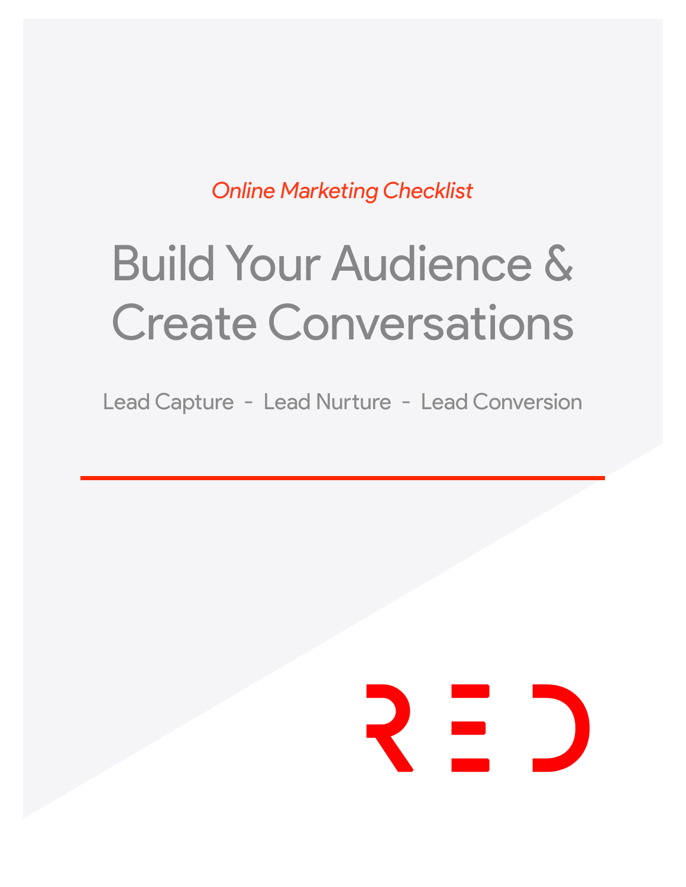*Online Marketing Checklist*

# Build Your Audience & Create Conversations

Lead Capture - Lead Nurture - Lead Conversion

RED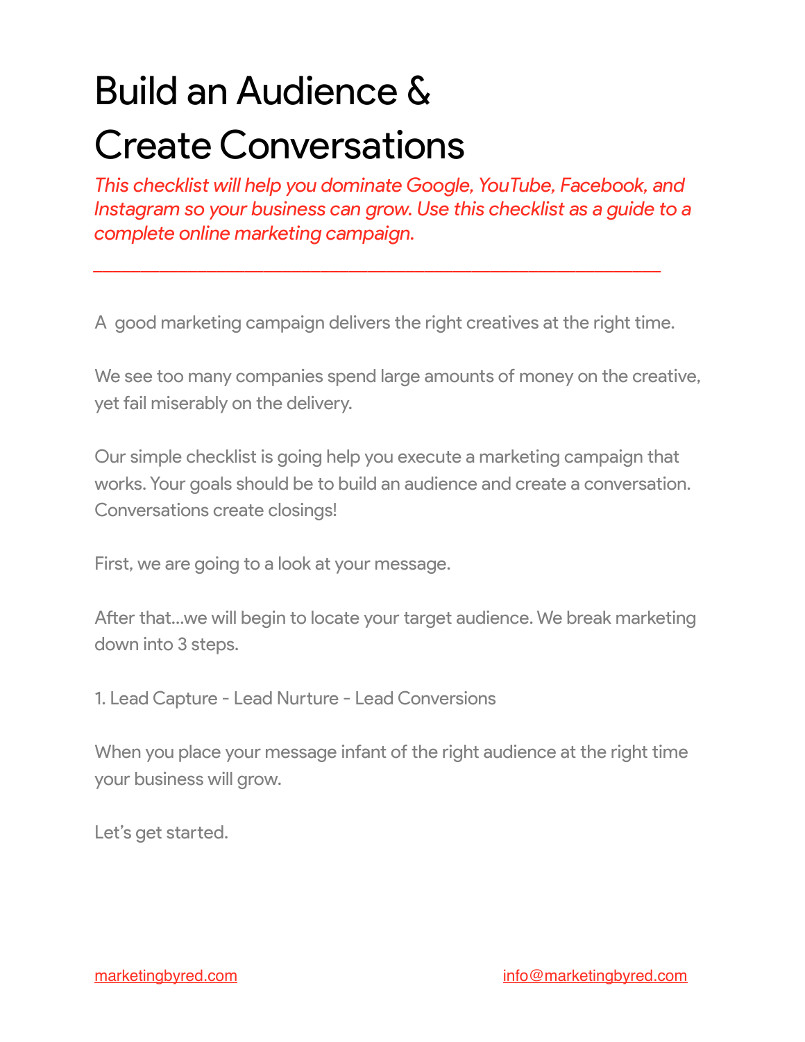# Build an Audience & Create Conversations

*This checklist will help you dominate Google, YouTube, Facebook, and Instagram so your business can grow. Use this checklist as a guide to a complete online marketing campaign.*

---

A good marketing campaign delivers the right creatives at the right time.

We see too many companies spend large amounts of money on the creative, yet fail miserably on the delivery.

Our simple checklist is going help you execute a marketing campaign that works. Your goals should be to build an audience and create a conversation. Conversations create closings!

First, we are going to a look at your message.

After that...we will begin to locate your target audience. We break marketing down into 3 steps.

1. Lead Capture - Lead Nurture - Lead Conversions

When you place your message infant of the right audience at the right time your business will grow.

Let's get started.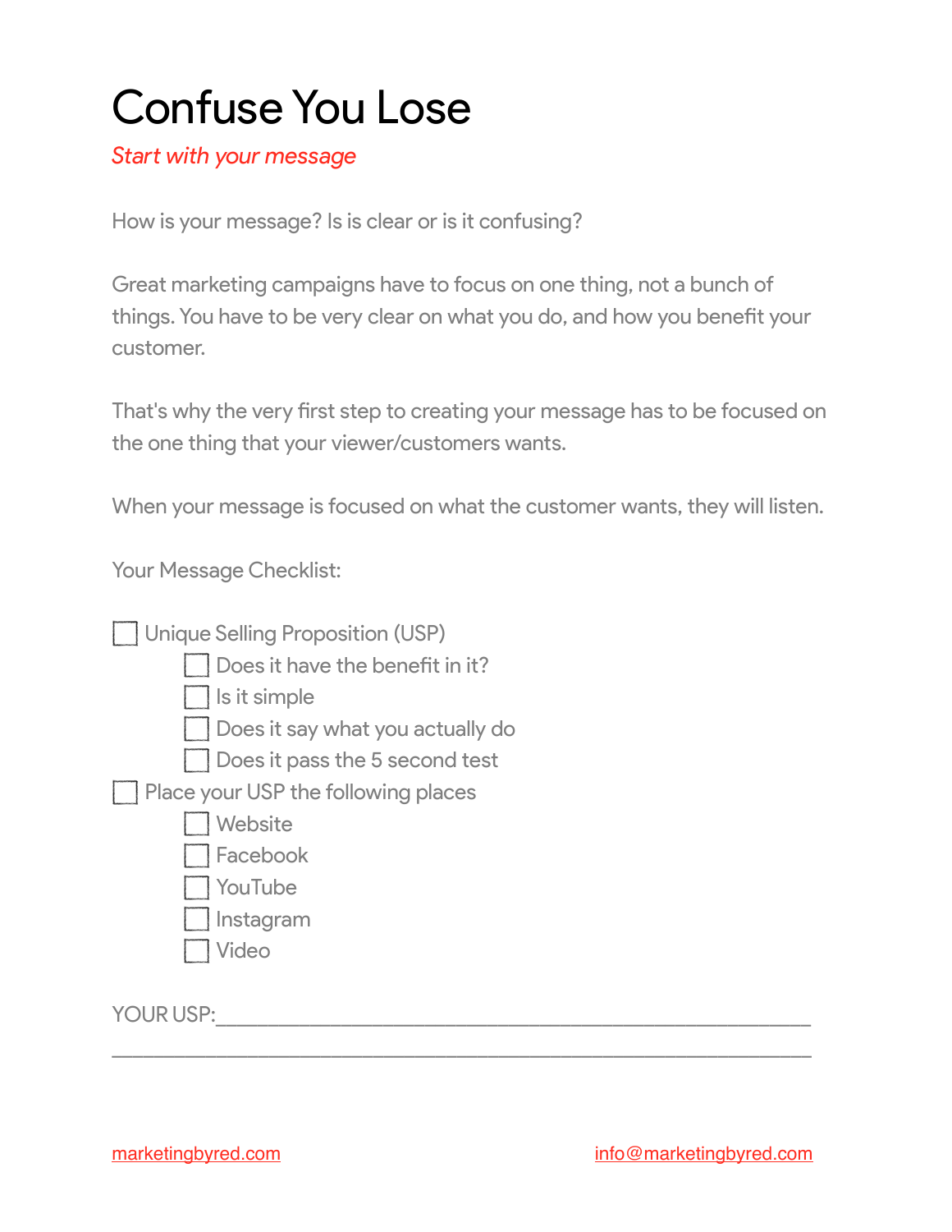# Confuse You Lose

*Start with your message*

How is your message? Is is clear or is it confusing?

Great marketing campaigns have to focus on one thing, not a bunch of things. You have to be very clear on what you do, and how you benefit your customer.

That's why the very first step to creating your message has to be focused on the one thing that your viewer/customers wants.

When your message is focused on what the customer wants, they will listen.

Your Message Checklist:

- [ ] Unique Selling Proposition (USP)
    - [ ] Does it have the benefit in it?
    - [ ] Is it simple
    - [ ] Does it say what you actually do
    - [ ] Does it pass the 5 second test
- [ ] Place your USP the following places
    - [ ] Website
    - [ ] Facebook
    - [ ] YouTube
    - [ ] Instagram
    - [ ] Video

YOUR USP:\_\_\_\_\_\_\_\_\_\_\_\_\_\_\_\_\_\_\_\_\_\_\_\_\_\_\_\_\_\_\_\_\_\_\_\_\_\_\_\_\_\_\_\_\_\_\_\_\_\_\_\_\_\_

\_\_\_\_\_\_\_\_\_\_\_\_\_\_\_\_\_\_\_\_\_\_\_\_\_\_\_\_\_\_\_\_\_\_\_\_\_\_\_\_\_\_\_\_\_\_\_\_\_\_\_\_\_\_\_\_\_\_\_\_\_\_

marketingbyred.com

info@marketingbyred.com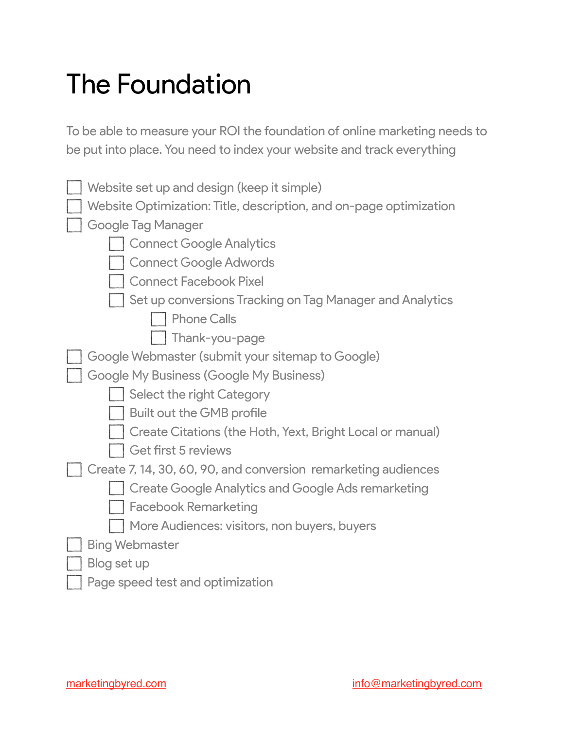# The Foundation

To be able to measure your ROI the foundation of online marketing needs to be put into place. You need to index your website and track everything

- [ ] Website set up and design (keep it simple)
- [ ] Website Optimization: Title, description, and on-page optimization
- [ ] Google Tag Manager
    - [ ] Connect Google Analytics
    - [ ] Connect Google Adwords
    - [ ] Connect Facebook Pixel
    - [ ] Set up conversions Tracking on Tag Manager and Analytics
        - [ ] Phone Calls
        - [ ] Thank-you-page
- [ ] Google Webmaster (submit your sitemap to Google)
- [ ] Google My Business (Google My Business)
    - [ ] Select the right Category
    - [ ] Built out the GMB profile
    - [ ] Create Citations (the Hoth, Yext, Bright Local or manual)
    - [ ] Get first 5 reviews
- [ ] Create 7, 14, 30, 60, 90, and conversion remarketing audiences
    - [ ] Create Google Analytics and Google Ads remarketing
    - [ ] Facebook Remarketing
    - [ ] More Audiences: visitors, non buyers, buyers
- [ ] Bing Webmaster
- [ ] Blog set up
- [ ] Page speed test and optimization

marketingbyred.com info@marketingbyred.com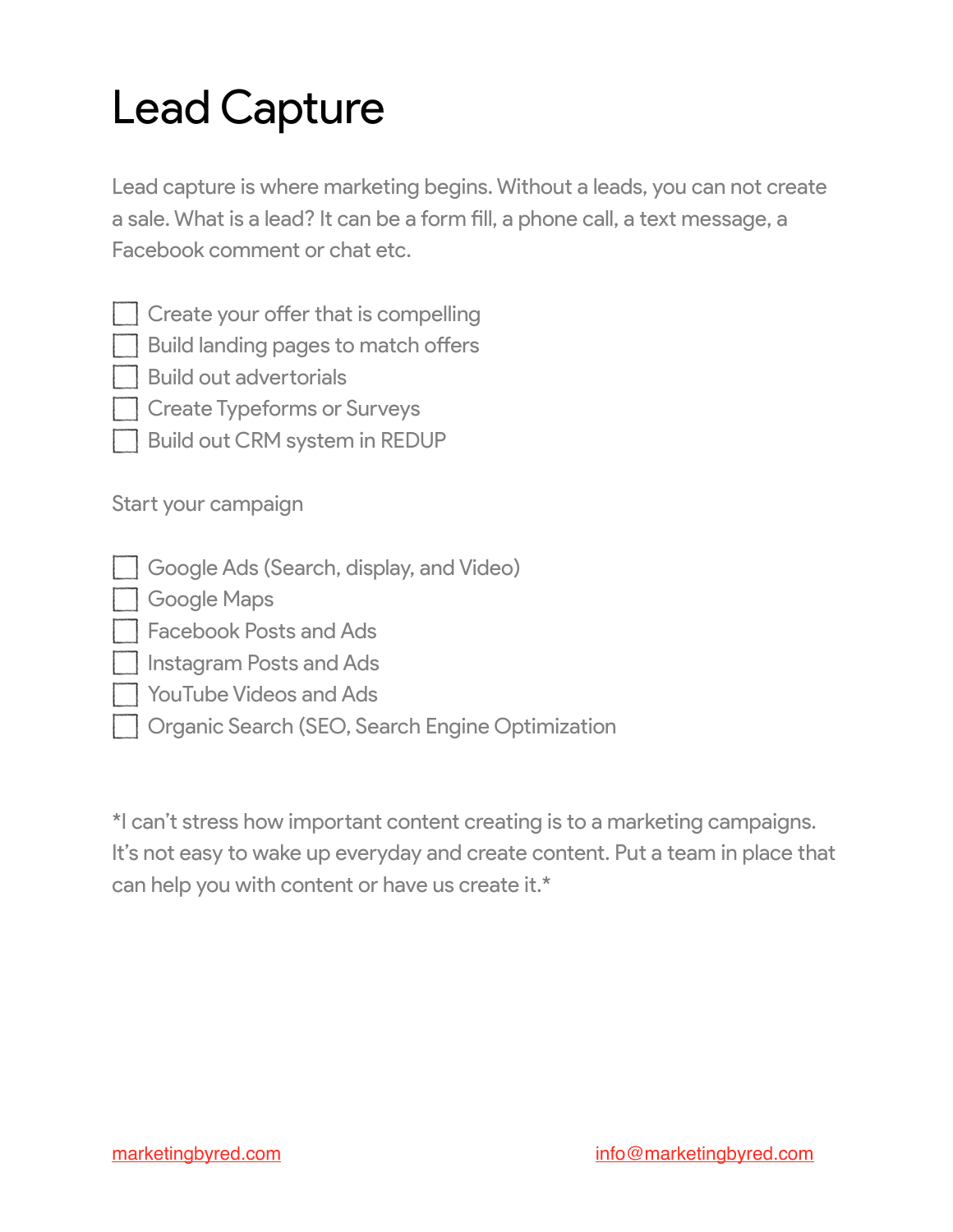# Lead Capture

Lead capture is where marketing begins. Without a leads, you can not create a sale. What is a lead? It can be a form fill, a phone call, a text message, a Facebook comment or chat etc.

- [ ] Create your offer that is compelling
- [ ] Build landing pages to match offers
- [ ] Build out advertorials
- [ ] Create Typeforms or Surveys
- [ ] Build out CRM system in REDUP

Start your campaign

- [ ] Google Ads (Search, display, and Video)
- [ ] Google Maps
- [ ] Facebook Posts and Ads
- [ ] Instagram Posts and Ads
- [ ] YouTube Videos and Ads
- [ ] Organic Search (SEO, Search Engine Optimization

*I can't stress how important content creating is to a marketing campaigns. It's not easy to wake up everyday and create content. Put a team in place that can help you with content or have us create it.*

marketingbyred.com info@marketingbyred.com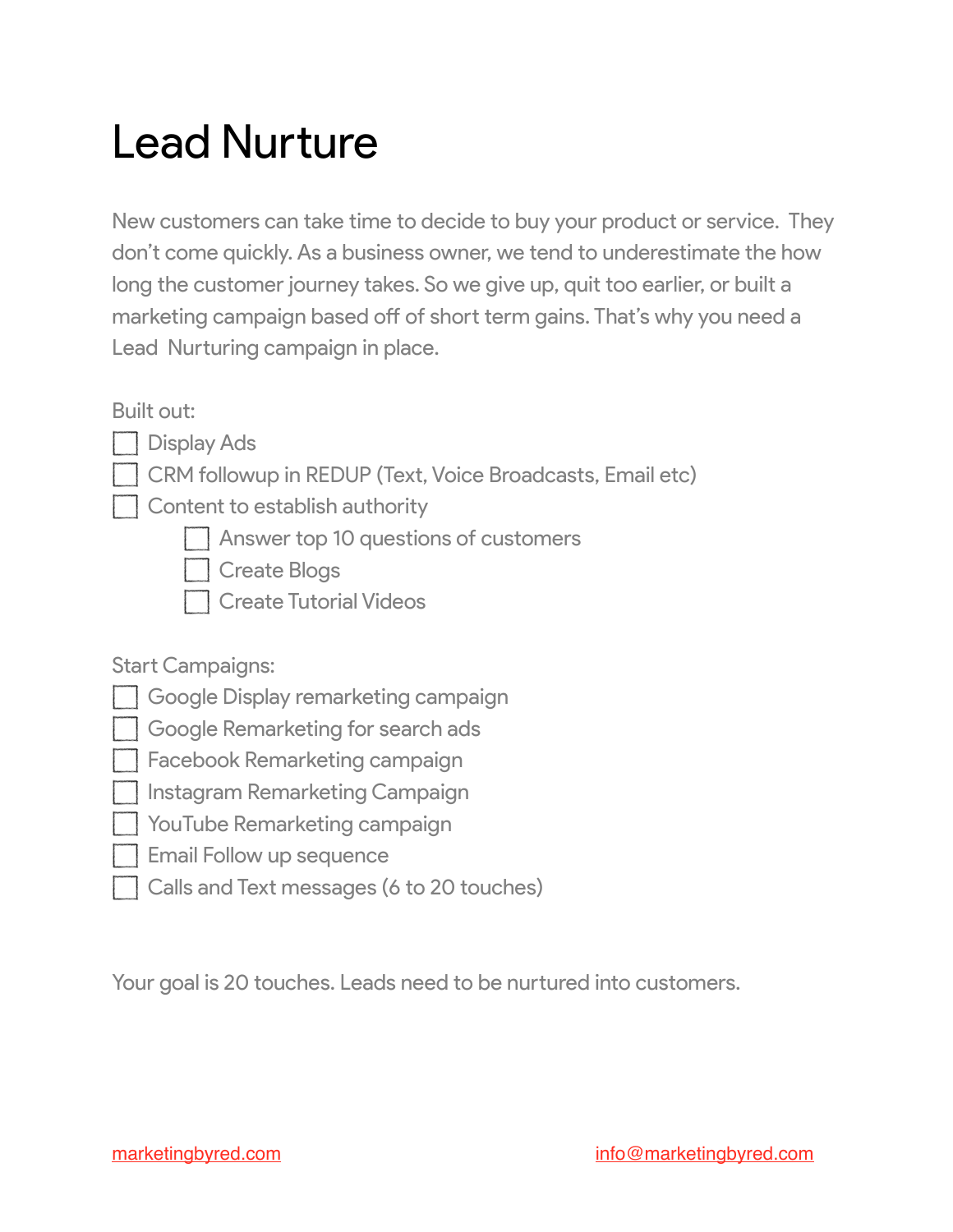# Lead Nurture

New customers can take time to decide to buy your product or service. They don't come quickly. As a business owner, we tend to underestimate the how long the customer journey takes. So we give up, quit too earlier, or built a marketing campaign based off of short term gains. That's why you need a Lead Nurturing campaign in place.

Built out:

- [ ] Display Ads
- [ ] CRM followup in REDUP (Text, Voice Broadcasts, Email etc)
- [ ] Content to establish authority
    - [ ] Answer top 10 questions of customers
    - [ ] Create Blogs
    - [ ] Create Tutorial Videos

Start Campaigns:

- [ ] Google Display remarketing campaign
- [ ] Google Remarketing for search ads
- [ ] Facebook Remarketing campaign
- [ ] Instagram Remarketing Campaign
- [ ] YouTube Remarketing campaign
- [ ] Email Follow up sequence
- [ ] Calls and Text messages (6 to 20 touches)

Your goal is 20 touches. Leads need to be nurtured into customers.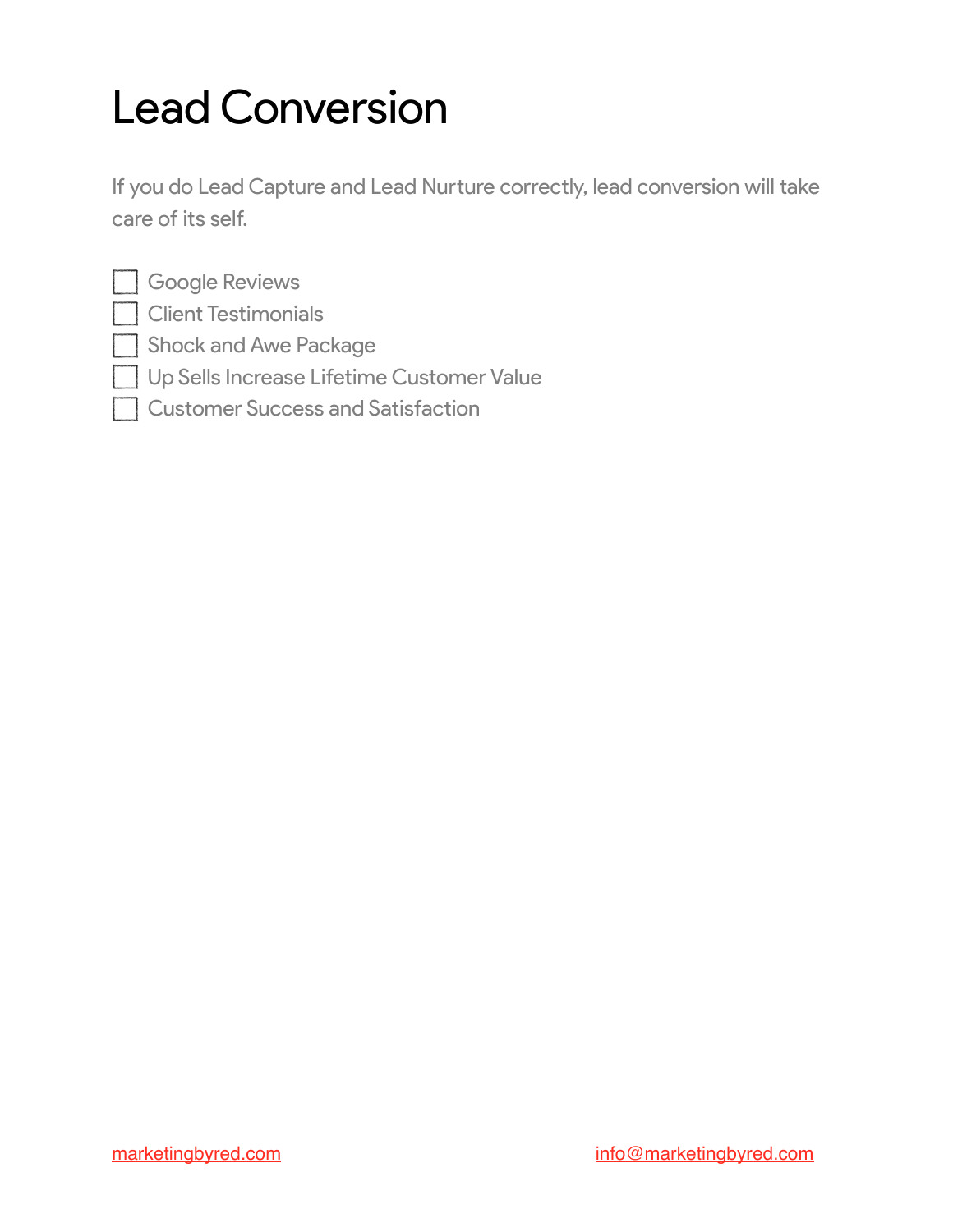# Lead Conversion

If you do Lead Capture and Lead Nurture correctly, lead conversion will take care of its self.

- [ ] Google Reviews
- [ ] Client Testimonials
- [ ] Shock and Awe Package
- [ ] Up Sells Increase Lifetime Customer Value
- [ ] Customer Success and Satisfaction

marketingbyred.com

info@marketingbyred.com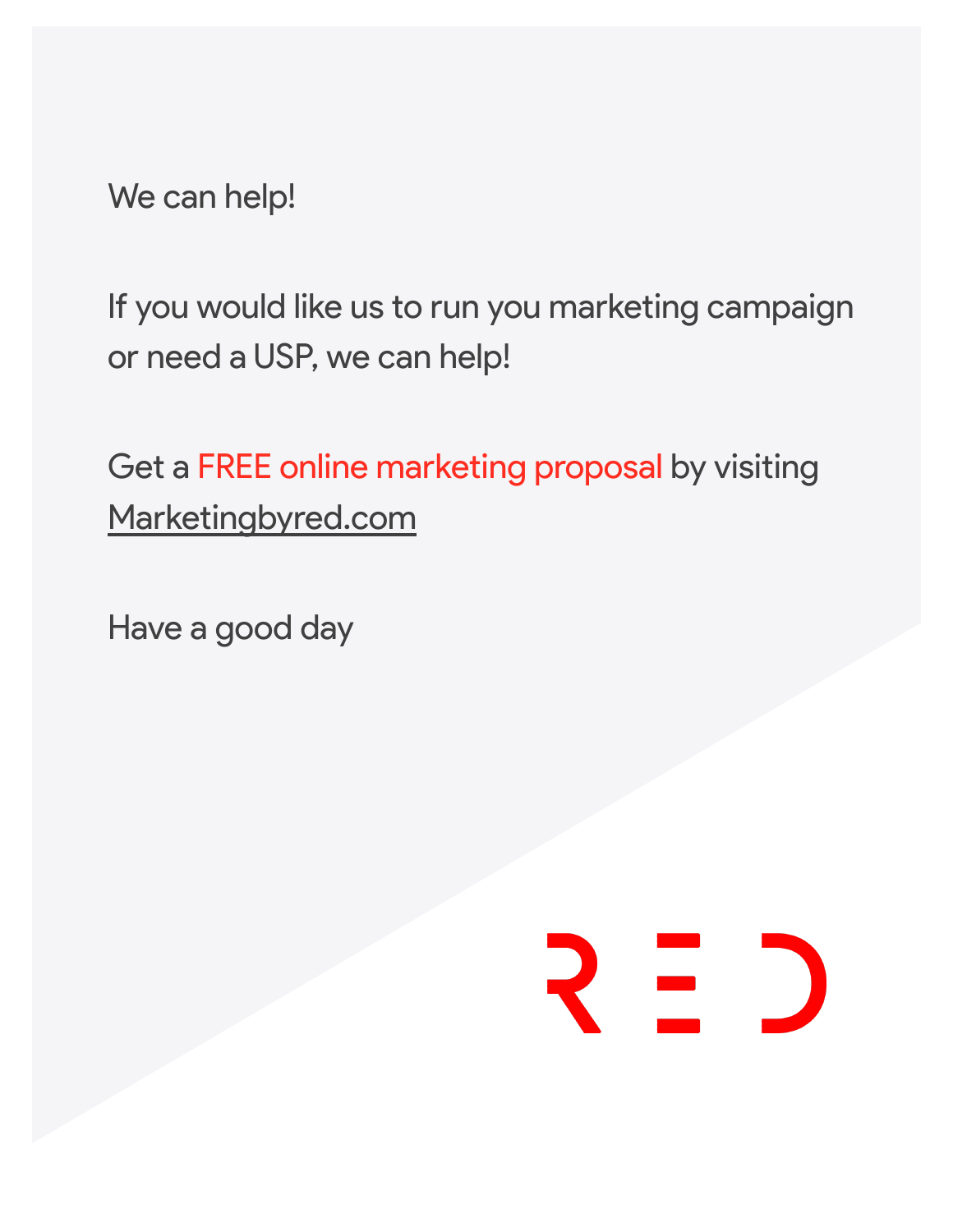We can help!

If you would like us to run you marketing campaign or need a USP, we can help!

Get a FREE online marketing proposal by visiting Marketingbyred.com

Have a good day

RED